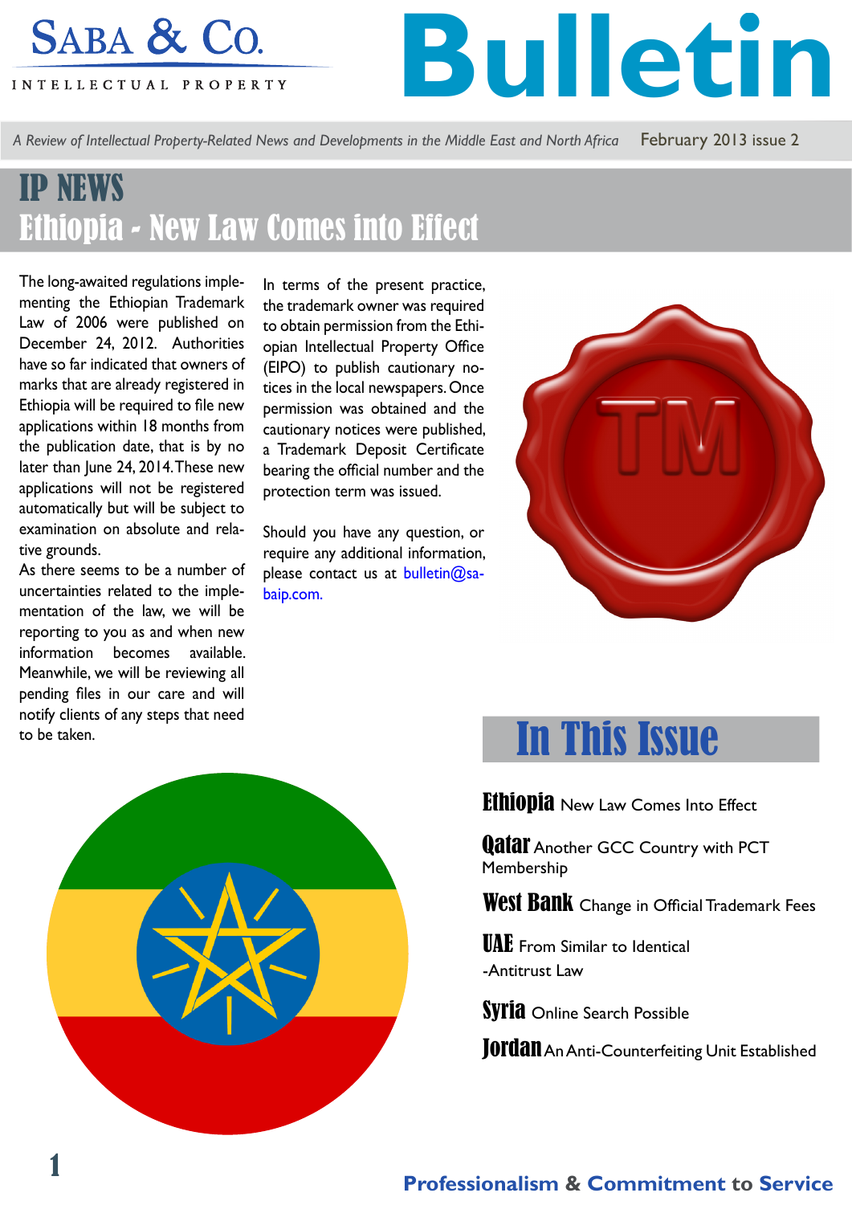# SABA & CO. INTELLECTUAL PROPERTY

# Bulletin

*A Review of Intellectual Property-Related News and Developments in the Middle East and North Africa* February 2013 issue 2

## IP NEWS

## Ethiopia - New Law Comes into Effect

The long-awaited regulations implementing the Ethiopian Trademark Law of 2006 were published on December 24, 2012. Authorities have so far indicated that owners of marks that are already registered in Ethiopia will be required to file new applications within 18 months from the publication date, that is by no later than June 24, 2014. These new applications will not be registered automatically but will be subject to examination on absolute and relative grounds.

As there seems to be a number of uncertainties related to the implementation of the law, we will be reporting to you as and when new information becomes available. Meanwhile, we will be reviewing all pending files in our care and will notify clients of any steps that need to be taken.

In terms of the present practice, the trademark owner was required to obtain permission from the Ethiopian Intellectual Property Office (EIPO) to publish cautionary notices in the local newspapers. Once permission was obtained and the cautionary notices were published, a Trademark Deposit Certificate bearing the official number and the protection term was issued.

Should you have any question, or require any additional information, please contact us at bulletin@sabaip.com.

## In This Issue

**Ethiopia** New Law Comes Into Effect

**Qatar** Another GCC Country with PCT Membership

**West Bank** Change in Official Trademark Fees

**UAE** From Similar to Identical -Antitrust Law

**Syria** Online Search Possible

**Jordan** An Anti-Counterfeiting Unit Established

**Professionalism & Commitment to Service**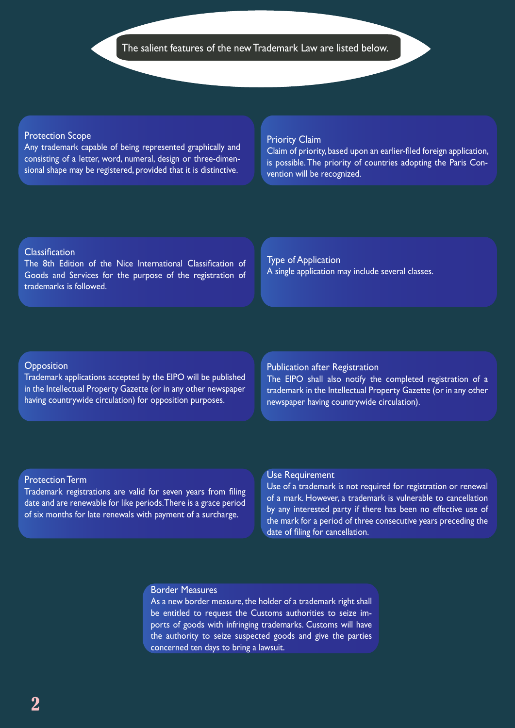The salient features of the new Trademark Law are listed below.

### Protection Scope

Any trademark capable of being represented graphically and consisting of a letter, word, numeral, design or three-dimensional shape may be registered, provided that it is distinctive.

### Priority Claim

Claim of priority, based upon an earlier-filed foreign application, is possible. The priority of countries adopting the Paris Convention will be recognized.

### Classification

The 8th Edition of the Nice International Classification of Goods and Services for the purpose of the registration of trademarks is followed.

### Type of Application

A single application may include several classes.

### Opposition

Trademark applications accepted by the EIPO will be published in the Intellectual Property Gazette (or in any other newspaper having countrywide circulation) for opposition purposes.

### Publication after Registration

The EIPO shall also notify the completed registration of a trademark in the Intellectual Property Gazette (or in any other newspaper having countrywide circulation).

### Protection Term

Trademark registrations are valid for seven years from filing date and are renewable for like periods. There is a grace period of six months for late renewals with payment of a surcharge.

### Use Requirement

Use of a trademark is not required for registration or renewal of a mark. However, a trademark is vulnerable to cancellation by any interested party if there has been no effective use of the mark for a period of three consecutive years preceding the date of filing for cancellation.

### Border Measures

As a new border measure, the holder of a trademark right shall be entitled to request the Customs authorities to seize imports of goods with infringing trademarks. Customs will have the authority to seize suspected goods and give the parties concerned ten days to bring a lawsuit.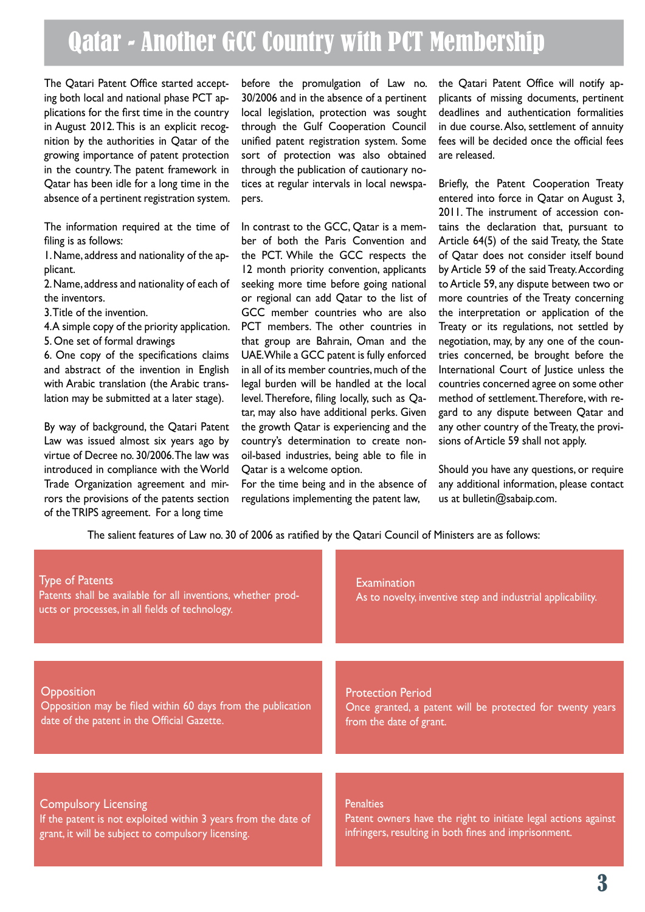# Qatar - Another GCC Country with PCT Membership

The Qatari Patent Office started accepting both local and national phase PCT applications for the first time in the country in August 2012. This is an explicit recognition by the authorities in Qatar of the growing importance of patent protection in the country. The patent framework in Qatar has been idle for a long time in the absence of a pertinent registration system.

The information required at the time of filing is as follows:

1. Name, address and nationality of the applicant.
2. Name, address and nationality of each of the inventors.
3. Title of the invention.
4. A simple copy of the priority application.
5. One set of formal drawings
6. One copy of the specifications claims and abstract of the invention in English with Arabic translation (the Arabic translation may be submitted at a later stage).

By way of background, the Qatari Patent Law was issued almost six years ago by virtue of Decree no. 30/2006. The law was introduced in compliance with the World Trade Organization agreement and mirrors the provisions of the patents section of the TRIPS agreement. For a long time before the promulgation of Law no. 30/2006 and in the absence of a pertinent local legislation, protection was sought through the Gulf Cooperation Council unified patent registration system. Some sort of protection was also obtained through the publication of cautionary notices at regular intervals in local newspapers.

In contrast to the GCC, Qatar is a member of both the Paris Convention and the PCT. While the GCC respects the 12 month priority convention, applicants seeking more time before going national or regional can add Qatar to the list of GCC member countries who are also PCT members. The other countries in that group are Bahrain, Oman and the UAE. While a GCC patent is fully enforced in all of its member countries, much of the legal burden will be handled at the local level. Therefore, filing locally, such as Qatar, may also have additional perks. Given the growth Qatar is experiencing and the country's determination to create non-oil-based industries, being able to file in Qatar is a welcome option.

For the time being and in the absence of regulations implementing the patent law, the Qatari Patent Office will notify applicants of missing documents, pertinent deadlines and authentication formalities in due course. Also, settlement of annuity fees will be decided once the official fees are released.

Briefly, the Patent Cooperation Treaty entered into force in Qatar on August 3, 2011. The instrument of accession contains the declaration that, pursuant to Article 64(5) of the said Treaty, the State of Qatar does not consider itself bound by Article 59 of the said Treaty. According to Article 59, any dispute between two or more countries of the Treaty concerning the interpretation or application of the Treaty or its regulations, not settled by negotiation, may, by any one of the countries concerned, be brought before the International Court of Justice unless the countries concerned agree on some other method of settlement. Therefore, with regard to any dispute between Qatar and any other country of the Treaty, the provisions of Article 59 shall not apply.

Should you have any questions, or require any additional information, please contact us at bulletin@sabaip.com.

The salient features of Law no. 30 of 2006 as ratified by the Qatari Council of Ministers are as follows:

**Type of Patents**
Patents shall be available for all inventions, whether products or processes, in all fields of technology.

**Examination**
As to novelty, inventive step and industrial applicability.

**Opposition**
Opposition may be filed within 60 days from the publication date of the patent in the Official Gazette.

**Protection Period**
Once granted, a patent will be protected for twenty years from the date of grant.

**Compulsory Licensing**
If the patent is not exploited within 3 years from the date of grant, it will be subject to compulsory licensing.

**Penalties**
Patent owners have the right to initiate legal actions against infringers, resulting in both fines and imprisonment.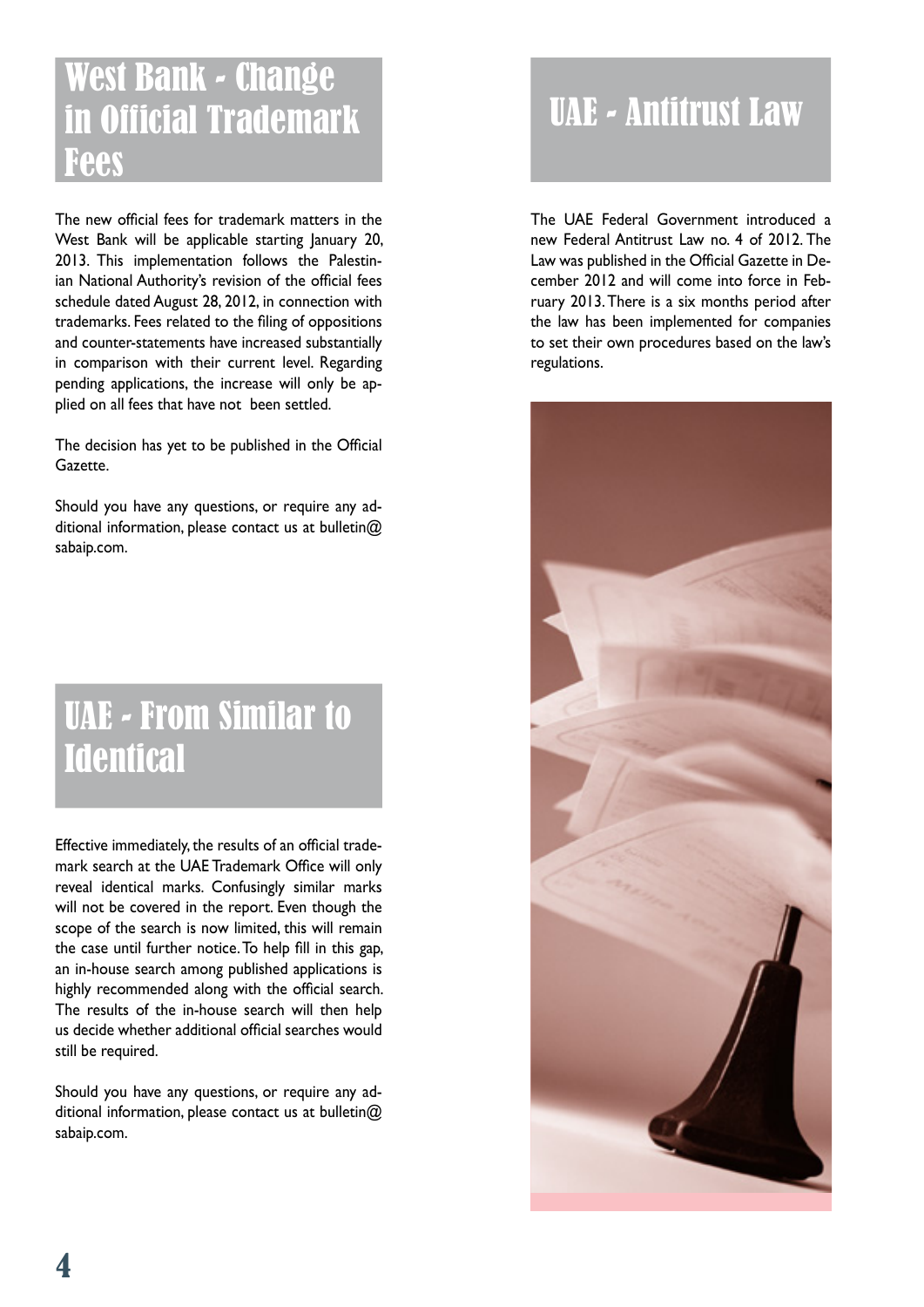# West Bank - Change in Official Trademark Fees

The new official fees for trademark matters in the West Bank will be applicable starting January 20, 2013. This implementation follows the Palestinian National Authority's revision of the official fees schedule dated August 28, 2012, in connection with trademarks. Fees related to the filing of oppositions and counter-statements have increased substantially in comparison with their current level. Regarding pending applications, the increase will only be applied on all fees that have not been settled.

The decision has yet to be published in the Official Gazette.

Should you have any questions, or require any additional information, please contact us at bulletin@sabaip.com.

# UAE - From Similar to Identical

Effective immediately, the results of an official trademark search at the UAE Trademark Office will only reveal identical marks. Confusingly similar marks will not be covered in the report. Even though the scope of the search is now limited, this will remain the case until further notice. To help fill in this gap, an in-house search among published applications is highly recommended along with the official search. The results of the in-house search will then help us decide whether additional official searches would still be required.

Should you have any questions, or require any additional information, please contact us at bulletin@sabaip.com.

# UAE - Antitrust Law

The UAE Federal Government introduced a new Federal Antitrust Law no. 4 of 2012. The Law was published in the Official Gazette in December 2012 and will come into force in February 2013. There is a six months period after the law has been implemented for companies to set their own procedures based on the law's regulations.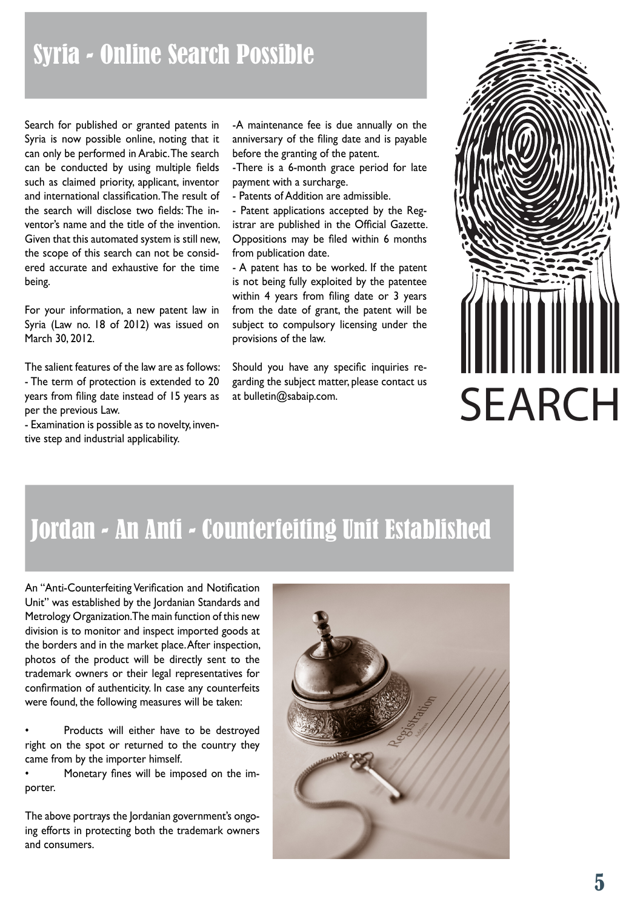## Syria - Online Search Possible

Search for published or granted patents in Syria is now possible online, noting that it can only be performed in Arabic. The search can be conducted by using multiple fields such as claimed priority, applicant, inventor and international classification. The result of the search will disclose two fields: The inventor's name and the title of the invention. Given that this automated system is still new, the scope of this search can not be considered accurate and exhaustive for the time being.

For your information, a new patent law in Syria (Law no. 18 of 2012) was issued on March 30, 2012.

The salient features of the law are as follows:

- The term of protection is extended to 20 years from filing date instead of 15 years as per the previous Law.
- Examination is possible as to novelty, inventive step and industrial applicability.
- A maintenance fee is due annually on the anniversary of the filing date and is payable before the granting of the patent.
- There is a 6-month grace period for late payment with a surcharge.
- Patents of Addition are admissible.
- Patent applications accepted by the Registrar are published in the Official Gazette. Oppositions may be filed within 6 months from publication date.
- A patent has to be worked. If the patent is not being fully exploited by the patentee within 4 years from filing date or 3 years from the date of grant, the patent will be subject to compulsory licensing under the provisions of the law.

Should you have any specific inquiries regarding the subject matter, please contact us at bulletin@sabaip.com.

## Jordan - An Anti - Counterfeiting Unit Established

An "Anti-Counterfeiting Verification and Notification Unit" was established by the Jordanian Standards and Metrology Organization. The main function of this new division is to monitor and inspect imported goods at the borders and in the market place. After inspection, photos of the product will be directly sent to the trademark owners or their legal representatives for confirmation of authenticity. In case any counterfeits were found, the following measures will be taken:

- Products will either have to be destroyed right on the spot or returned to the country they came from by the importer himself.
- Monetary fines will be imposed on the importer.

The above portrays the Jordanian government's ongoing efforts in protecting both the trademark owners and consumers.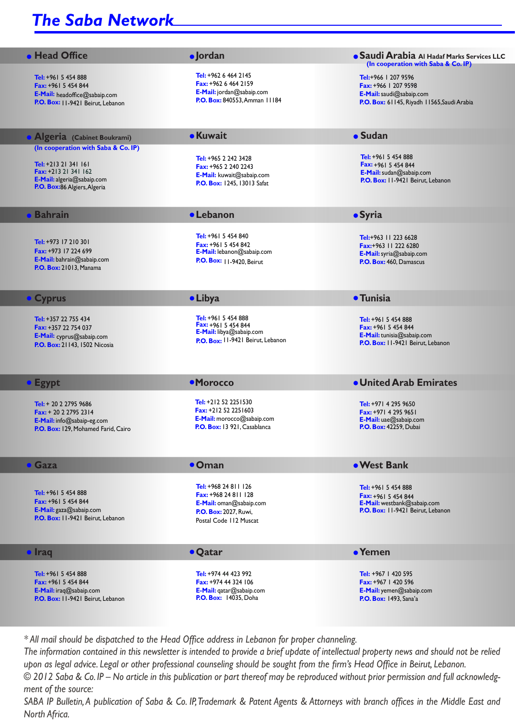# The Saba Network

## Head Office

**Tel:** +961 5 454 888
**Fax:** +961 5 454 844
**E-Mail:** headoffice@sabaip.com
**P.O. Box:** 11-9421 Beirut, Lebanon

## Jordan

**Tel:** +962 6 464 2145
**Fax:** +962 6 464 2159
**E-Mail:** jordan@sabaip.com
**P.O. Box:** 840553, Amman 11184

## Saudi Arabia Al Hadaf Marks Services LLC

**(In cooperation with Saba & Co. IP)**

**Tel:** +966 1 207 9596
**Fax:** +966 1 207 9598
**E-Mail:** saudi@sabaip.com
**P.O. Box:** 61145, Riyadh 11565, Saudi Arabia

## Algeria (Cabinet Boukrami)

**(In cooperation with Saba & Co. IP)**

**Tel:** +213 21 341 161
**Fax:** +213 21 341 162
**E-Mail:** algeria@sabaip.com
**P.O. Box:** 86 Algiers, Algeria

## Kuwait

**Tel:** +965 2 242 3428
**Fax:** +965 2 240 2243
**E-Mail:** kuwait@sabaip.com
**P.O. Box:** 1245, 13013 Safat

## Sudan

**Tel:** +961 5 454 888
**Fax:** +961 5 454 844
**E-Mail:** sudan@sabaip.com
**P.O. Box:** 11-9421 Beirut, Lebanon

## Bahrain

**Tel:** +973 17 210 301
**Fax:** +973 17 224 699
**E-Mail:** bahrain@sabaip.com
**P.O. Box:** 21013, Manama

## Lebanon

**Tel:** +961 5 454 840
**Fax:** +961 5 454 842
**E-Mail:** lebanon@sabaip.com
**P.O. Box:** 11-9420, Beirut

## Syria

**Tel:** +963 11 223 6628
**Fax:** +963 11 222 6280
**E-Mail:** syria@sabaip.com
**P.O. Box:** 460, Damascus

## Cyprus

**Tel:** +357 22 755 434
**Fax:** +357 22 754 037
**E-Mail:** cyprus@sabaip.com
**P.O. Box:** 21143, 1502 Nicosia

## Libya

**Tel:** +961 5 454 888
**Fax:** +961 5 454 844
**E-Mail:** libya@sabaip.com
**P.O. Box:** 11-9421 Beirut, Lebanon

## Tunisia

**Tel:** +961 5 454 888
**Fax:** +961 5 454 844
**E-Mail:** tunisia@sabaip.com
**P.O. Box:** 11-9421 Beirut, Lebanon

## Egypt

**Tel:** + 20 2 2795 9686
**Fax:** + 20 2 2795 2314
**E-Mail:** info@sabaip-eg.com
**P.O. Box:** 129, Mohamed Farid, Cairo

## Morocco

**Tel:** +212 52 2251530
**Fax:** +212 52 2251603
**E-Mail:** morocco@sabaip.com
**P.O. Box:** 13 921, Casablanca

## United Arab Emirates

**Tel:** +971 4 295 9650
**Fax:** +971 4 295 9651
**E-Mail:** uae@sabaip.com
**P.O. Box:** 42259, Dubai

## Gaza

**Tel:** +961 5 454 888
**Fax:** +961 5 454 844
**E-Mail:** gaza@sabaip.com
**P.O. Box:** 11-9421 Beirut, Lebanon

## Oman

**Tel:** +968 24 811 126
**Fax:** +968 24 811 128
**E-Mail:** oman@sabaip.com
**P.O. Box:** 2027, Ruwi,
Postal Code 112 Muscat

## West Bank

**Tel:** +961 5 454 888
**Fax:** +961 5 454 844
**E-Mail:** westbank@sabaip.com
**P.O. Box:** 11-9421 Beirut, Lebanon

## Iraq

**Tel:** +961 5 454 888
**Fax:** +961 5 454 844
**E-Mail:** iraq@sabaip.com
**P.O. Box:** 11-9421 Beirut, Lebanon

## Qatar

**Tel:** +974 44 423 992
**Fax:** +974 44 324 106
**E-Mail:** qatar@sabaip.com
**P.O. Box:** 14035, Doha

## Yemen

**Tel:** +967 1 420 595
**Fax:** +967 1 420 596
**E-Mail:** yemen@sabaip.com
**P.O. Box:** 1493, Sana'a

---

*\* All mail should be dispatched to the Head Office address in Lebanon for proper channeling.*
*The information contained in this newsletter is intended to provide a brief update of intellectual property news and should not be relied upon as legal advice. Legal or other professional counseling should be sought from the firm's Head Office in Beirut, Lebanon.*
*© 2012 Saba & Co. IP – No article in this publication or part thereof may be reproduced without prior permission and full acknowledgment of the source:*
*SABA IP Bulletin, A publication of Saba & Co. IP, Trademark & Patent Agents & Attorneys with branch offices in the Middle East and North Africa.*